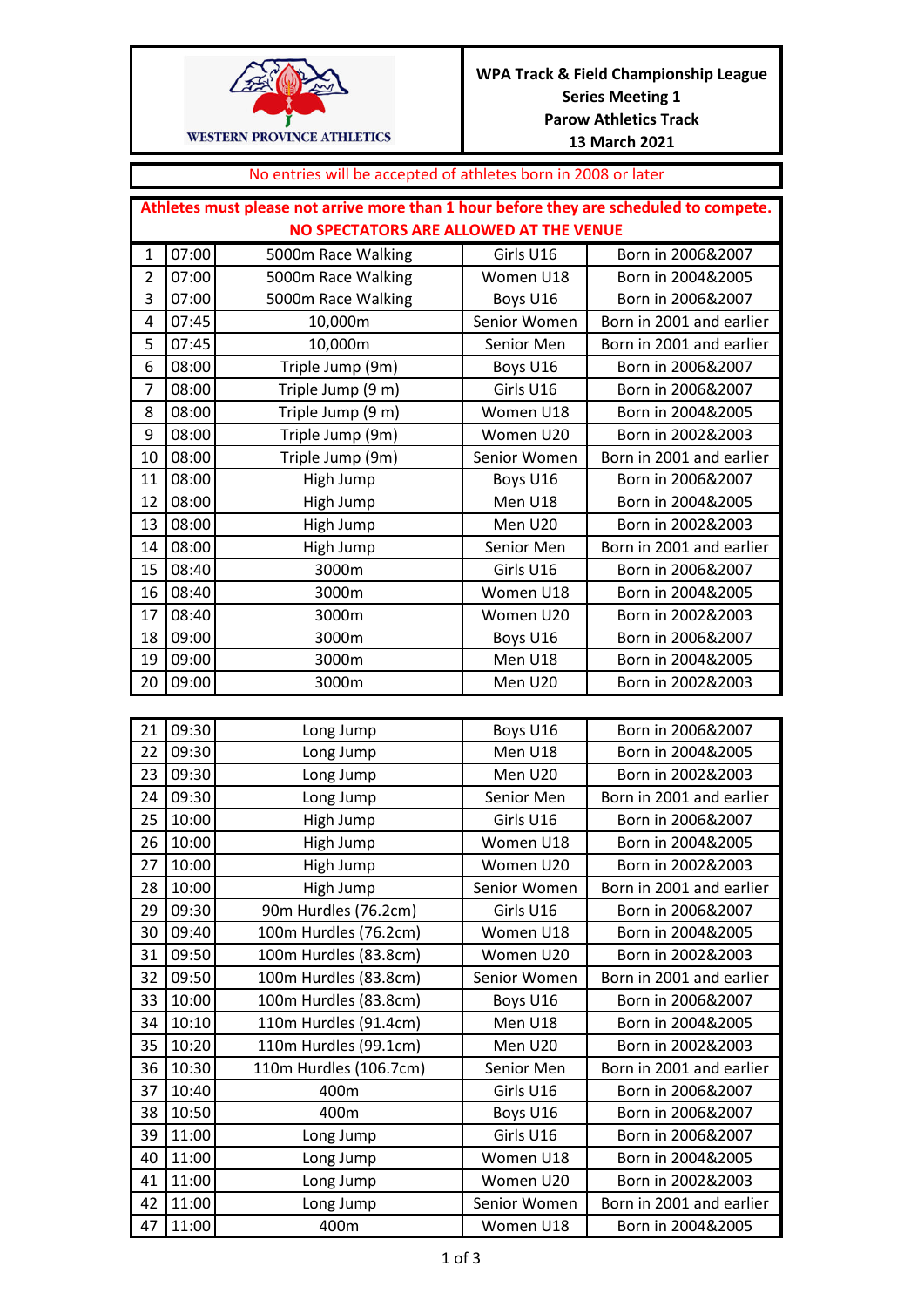WESTERN PROVINCE ATHLETICS

**WPA Track & Field Championship League**
**Series Meeting 1**
**Parow Athletics Track**
**13 March 2021**

No entries will be accepted of athletes born in 2008 or later

**Athletes must please not arrive more than 1 hour before they are scheduled to compete.**
**NO SPECTATORS ARE ALLOWED AT THE VENUE**

| # | Time | Event | Category | Born |
|---|---|---|---|---|
| 1 | 07:00 | 5000m Race Walking | Girls U16 | Born in 2006&2007 |
| 2 | 07:00 | 5000m Race Walking | Women U18 | Born in 2004&2005 |
| 3 | 07:00 | 5000m Race Walking | Boys U16 | Born in 2006&2007 |
| 4 | 07:45 | 10,000m | Senior Women | Born in 2001 and earlier |
| 5 | 07:45 | 10,000m | Senior Men | Born in 2001 and earlier |
| 6 | 08:00 | Triple Jump (9m) | Boys U16 | Born in 2006&2007 |
| 7 | 08:00 | Triple Jump (9 m) | Girls U16 | Born in 2006&2007 |
| 8 | 08:00 | Triple Jump (9 m) | Women U18 | Born in 2004&2005 |
| 9 | 08:00 | Triple Jump (9m) | Women U20 | Born in 2002&2003 |
| 10 | 08:00 | Triple Jump (9m) | Senior Women | Born in 2001 and earlier |
| 11 | 08:00 | High Jump | Boys U16 | Born in 2006&2007 |
| 12 | 08:00 | High Jump | Men U18 | Born in 2004&2005 |
| 13 | 08:00 | High Jump | Men U20 | Born in 2002&2003 |
| 14 | 08:00 | High Jump | Senior Men | Born in 2001 and earlier |
| 15 | 08:40 | 3000m | Girls U16 | Born in 2006&2007 |
| 16 | 08:40 | 3000m | Women U18 | Born in 2004&2005 |
| 17 | 08:40 | 3000m | Women U20 | Born in 2002&2003 |
| 18 | 09:00 | 3000m | Boys U16 | Born in 2006&2007 |
| 19 | 09:00 | 3000m | Men U18 | Born in 2004&2005 |
| 20 | 09:00 | 3000m | Men U20 | Born in 2002&2003 |
| 21 | 09:30 | Long Jump | Boys U16 | Born in 2006&2007 |
| 22 | 09:30 | Long Jump | Men U18 | Born in 2004&2005 |
| 23 | 09:30 | Long Jump | Men U20 | Born in 2002&2003 |
| 24 | 09:30 | Long Jump | Senior Men | Born in 2001 and earlier |
| 25 | 10:00 | High Jump | Girls U16 | Born in 2006&2007 |
| 26 | 10:00 | High Jump | Women U18 | Born in 2004&2005 |
| 27 | 10:00 | High Jump | Women U20 | Born in 2002&2003 |
| 28 | 10:00 | High Jump | Senior Women | Born in 2001 and earlier |
| 29 | 09:30 | 90m Hurdles (76.2cm) | Girls U16 | Born in 2006&2007 |
| 30 | 09:40 | 100m Hurdles (76.2cm) | Women U18 | Born in 2004&2005 |
| 31 | 09:50 | 100m Hurdles (83.8cm) | Women U20 | Born in 2002&2003 |
| 32 | 09:50 | 100m Hurdles (83.8cm) | Senior Women | Born in 2001 and earlier |
| 33 | 10:00 | 100m Hurdles (83.8cm) | Boys U16 | Born in 2006&2007 |
| 34 | 10:10 | 110m Hurdles (91.4cm) | Men U18 | Born in 2004&2005 |
| 35 | 10:20 | 110m Hurdles (99.1cm) | Men U20 | Born in 2002&2003 |
| 36 | 10:30 | 110m Hurdles (106.7cm) | Senior Men | Born in 2001 and earlier |
| 37 | 10:40 | 400m | Girls U16 | Born in 2006&2007 |
| 38 | 10:50 | 400m | Boys U16 | Born in 2006&2007 |
| 39 | 11:00 | Long Jump | Girls U16 | Born in 2006&2007 |
| 40 | 11:00 | Long Jump | Women U18 | Born in 2004&2005 |
| 41 | 11:00 | Long Jump | Women U20 | Born in 2002&2003 |
| 42 | 11:00 | Long Jump | Senior Women | Born in 2001 and earlier |
| 47 | 11:00 | 400m | Women U18 | Born in 2004&2005 |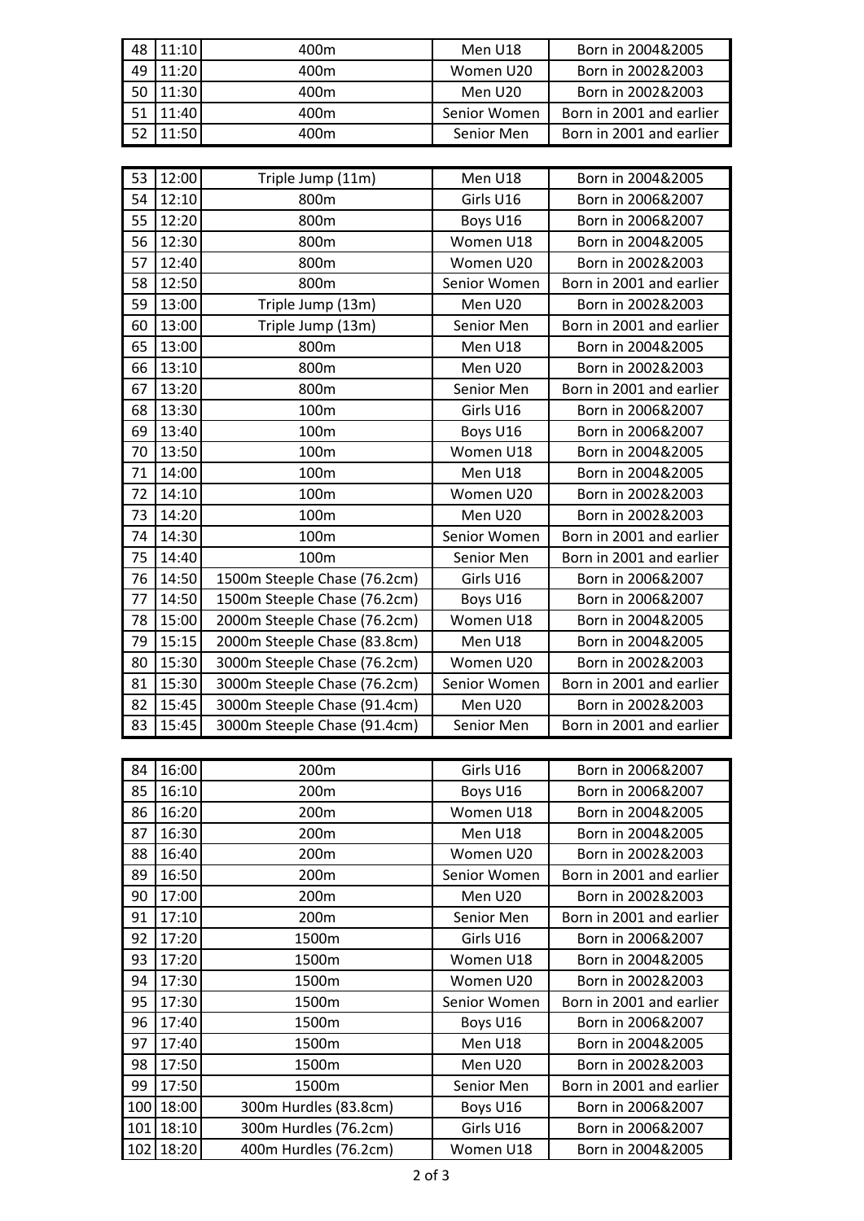| | | | | |
|---|---|---|---|---|
| 48 | 11:10 | 400m | Men U18 | Born in 2004&2005 |
| 49 | 11:20 | 400m | Women U20 | Born in 2002&2003 |
| 50 | 11:30 | 400m | Men U20 | Born in 2002&2003 |
| 51 | 11:40 | 400m | Senior Women | Born in 2001 and earlier |
| 52 | 11:50 | 400m | Senior Men | Born in 2001 and earlier |

| | | | | |
|---|---|---|---|---|
| 53 | 12:00 | Triple Jump (11m) | Men U18 | Born in 2004&2005 |
| 54 | 12:10 | 800m | Girls U16 | Born in 2006&2007 |
| 55 | 12:20 | 800m | Boys U16 | Born in 2006&2007 |
| 56 | 12:30 | 800m | Women U18 | Born in 2004&2005 |
| 57 | 12:40 | 800m | Women U20 | Born in 2002&2003 |
| 58 | 12:50 | 800m | Senior Women | Born in 2001 and earlier |
| 59 | 13:00 | Triple Jump (13m) | Men U20 | Born in 2002&2003 |
| 60 | 13:00 | Triple Jump (13m) | Senior Men | Born in 2001 and earlier |
| 65 | 13:00 | 800m | Men U18 | Born in 2004&2005 |
| 66 | 13:10 | 800m | Men U20 | Born in 2002&2003 |
| 67 | 13:20 | 800m | Senior Men | Born in 2001 and earlier |
| 68 | 13:30 | 100m | Girls U16 | Born in 2006&2007 |
| 69 | 13:40 | 100m | Boys U16 | Born in 2006&2007 |
| 70 | 13:50 | 100m | Women U18 | Born in 2004&2005 |
| 71 | 14:00 | 100m | Men U18 | Born in 2004&2005 |
| 72 | 14:10 | 100m | Women U20 | Born in 2002&2003 |
| 73 | 14:20 | 100m | Men U20 | Born in 2002&2003 |
| 74 | 14:30 | 100m | Senior Women | Born in 2001 and earlier |
| 75 | 14:40 | 100m | Senior Men | Born in 2001 and earlier |
| 76 | 14:50 | 1500m Steeple Chase (76.2cm) | Girls U16 | Born in 2006&2007 |
| 77 | 14:50 | 1500m Steeple Chase (76.2cm) | Boys U16 | Born in 2006&2007 |
| 78 | 15:00 | 2000m Steeple Chase (76.2cm) | Women U18 | Born in 2004&2005 |
| 79 | 15:15 | 2000m Steeple Chase (83.8cm) | Men U18 | Born in 2004&2005 |
| 80 | 15:30 | 3000m Steeple Chase (76.2cm) | Women U20 | Born in 2002&2003 |
| 81 | 15:30 | 3000m Steeple Chase (76.2cm) | Senior Women | Born in 2001 and earlier |
| 82 | 15:45 | 3000m Steeple Chase (91.4cm) | Men U20 | Born in 2002&2003 |
| 83 | 15:45 | 3000m Steeple Chase (91.4cm) | Senior Men | Born in 2001 and earlier |

| | | | | |
|---|---|---|---|---|
| 84 | 16:00 | 200m | Girls U16 | Born in 2006&2007 |
| 85 | 16:10 | 200m | Boys U16 | Born in 2006&2007 |
| 86 | 16:20 | 200m | Women U18 | Born in 2004&2005 |
| 87 | 16:30 | 200m | Men U18 | Born in 2004&2005 |
| 88 | 16:40 | 200m | Women U20 | Born in 2002&2003 |
| 89 | 16:50 | 200m | Senior Women | Born in 2001 and earlier |
| 90 | 17:00 | 200m | Men U20 | Born in 2002&2003 |
| 91 | 17:10 | 200m | Senior Men | Born in 2001 and earlier |
| 92 | 17:20 | 1500m | Girls U16 | Born in 2006&2007 |
| 93 | 17:20 | 1500m | Women U18 | Born in 2004&2005 |
| 94 | 17:30 | 1500m | Women U20 | Born in 2002&2003 |
| 95 | 17:30 | 1500m | Senior Women | Born in 2001 and earlier |
| 96 | 17:40 | 1500m | Boys U16 | Born in 2006&2007 |
| 97 | 17:40 | 1500m | Men U18 | Born in 2004&2005 |
| 98 | 17:50 | 1500m | Men U20 | Born in 2002&2003 |
| 99 | 17:50 | 1500m | Senior Men | Born in 2001 and earlier |
| 100 | 18:00 | 300m Hurdles (83.8cm) | Boys U16 | Born in 2006&2007 |
| 101 | 18:10 | 300m Hurdles (76.2cm) | Girls U16 | Born in 2006&2007 |
| 102 | 18:20 | 400m Hurdles (76.2cm) | Women U18 | Born in 2004&2005 |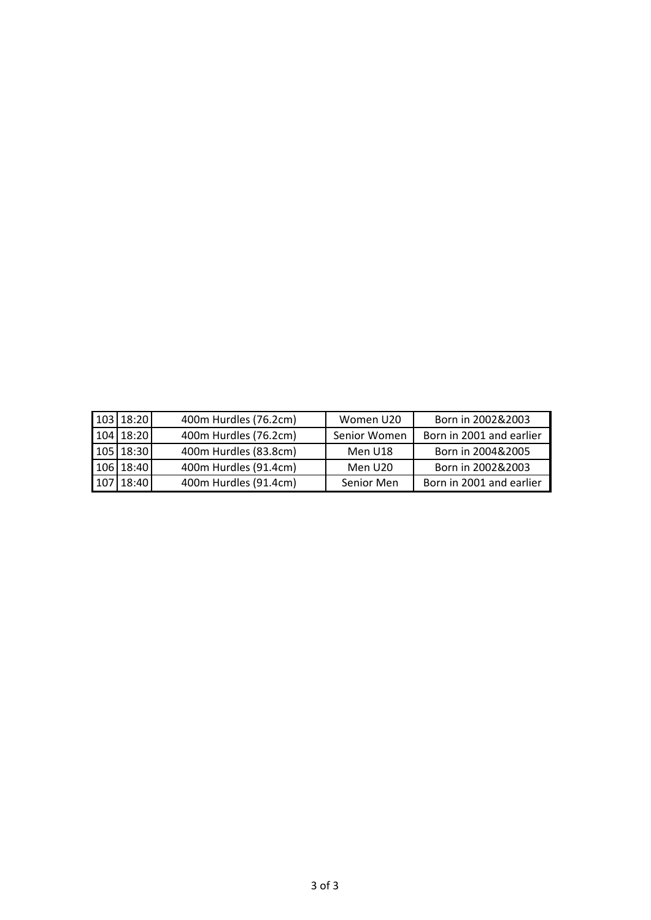| | | | | |
|---|---|---|---|---|
| 103 | 18:20 | 400m Hurdles (76.2cm) | Women U20 | Born in 2002&2003 |
| 104 | 18:20 | 400m Hurdles (76.2cm) | Senior Women | Born in 2001 and earlier |
| 105 | 18:30 | 400m Hurdles (83.8cm) | Men U18 | Born in 2004&2005 |
| 106 | 18:40 | 400m Hurdles (91.4cm) | Men U20 | Born in 2002&2003 |
| 107 | 18:40 | 400m Hurdles (91.4cm) | Senior Men | Born in 2001 and earlier |